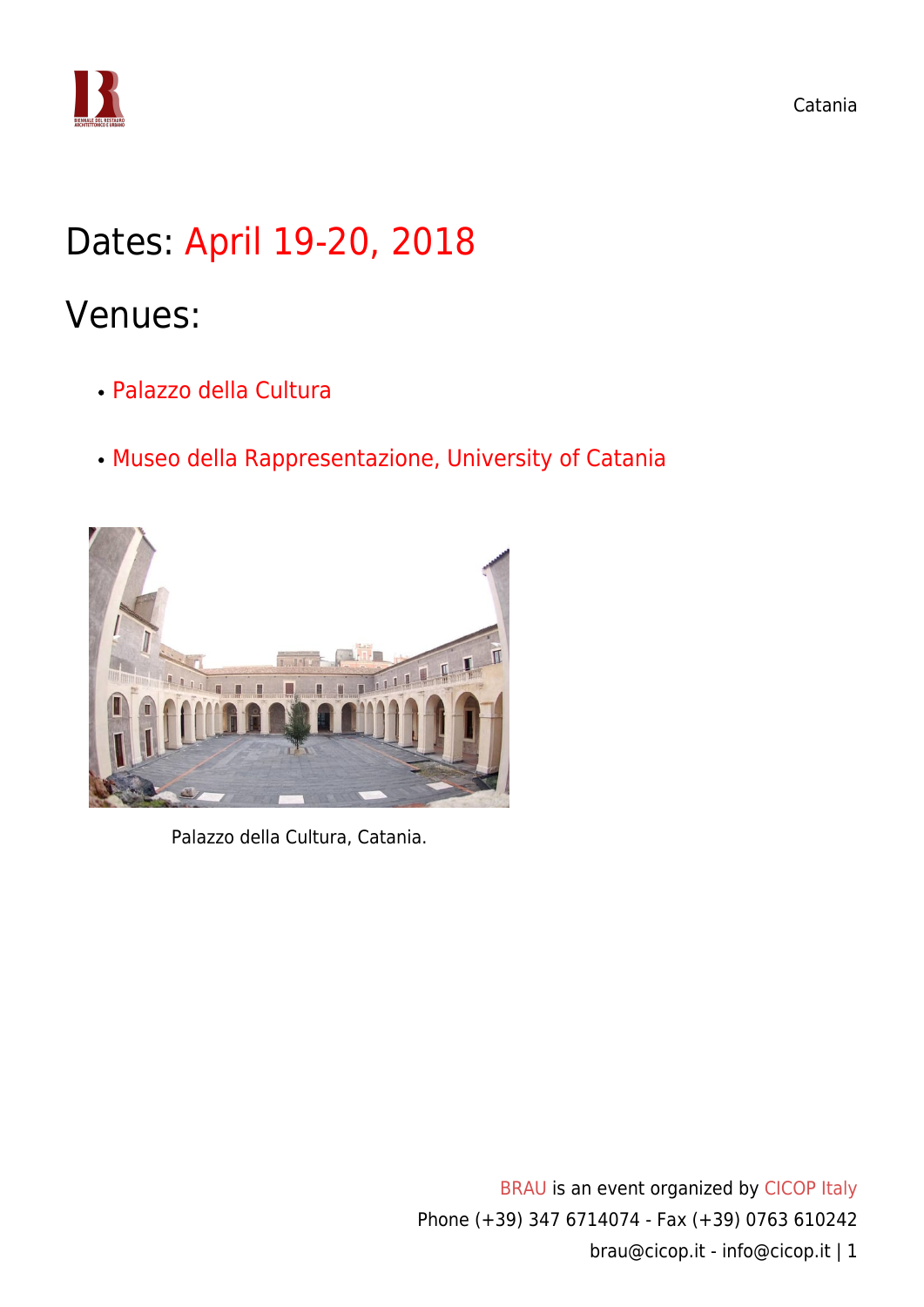# Dates: April 19-20, 2018

# Venues:

- Palazzo della Cultura
- Museo della Rappresentazione, University of Catania

Palazzo della Cultura, Catania.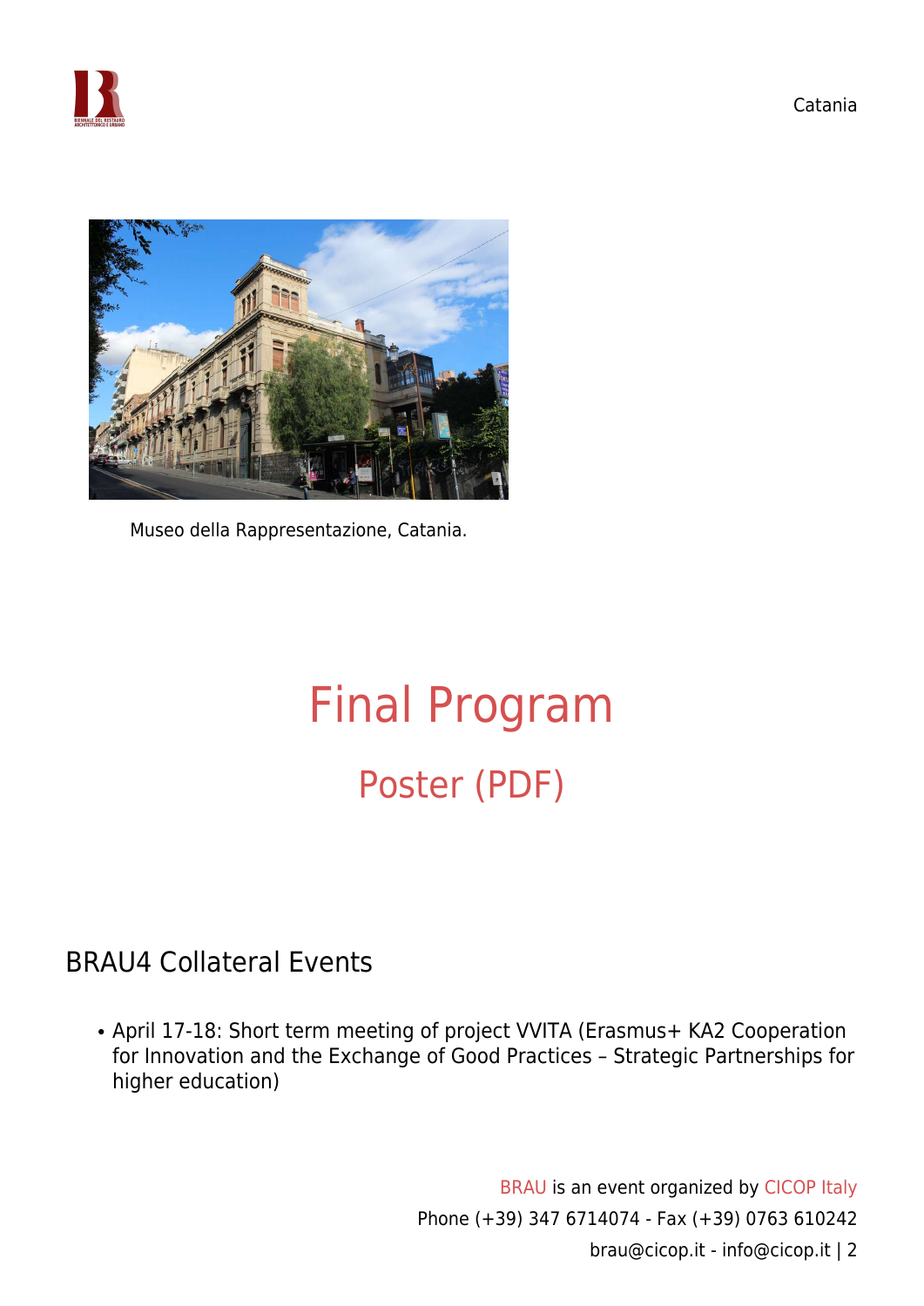Museo della Rappresentazione, Catania.

# Final Program

## Poster (PDF)

## BRAU4 Collateral Events

- April 17-18: Short term meeting of project VVITA (Erasmus+ KA2 Cooperation for Innovation and the Exchange of Good Practices – Strategic Partnerships for higher education)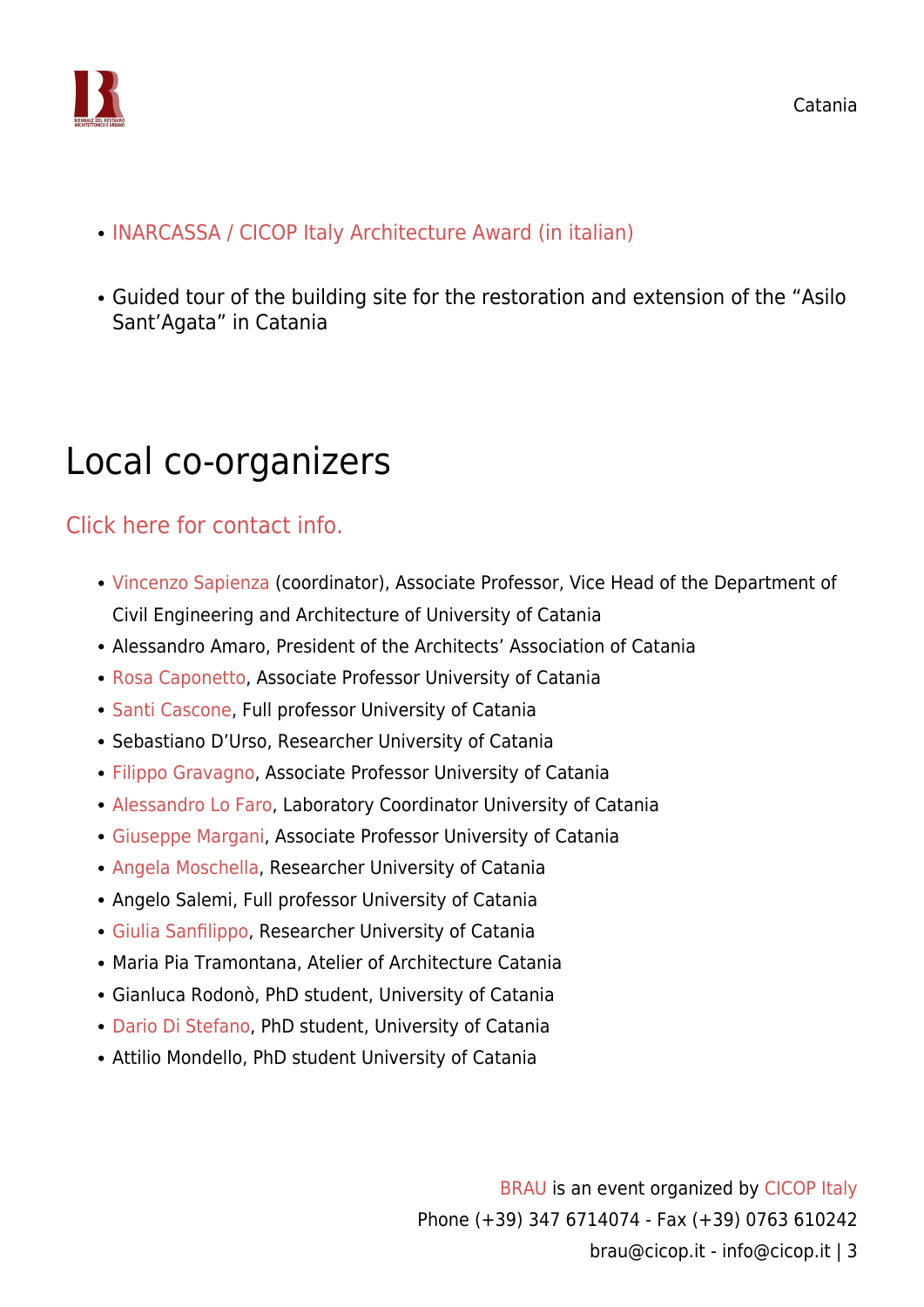- INARCASSA / CICOP Italy Architecture Award (in italian)

- Guided tour of the building site for the restoration and extension of the "Asilo Sant'Agata" in Catania

# Local co-organizers

## Click here for contact info.

- Vincenzo Sapienza (coordinator), Associate Professor, Vice Head of the Department of Civil Engineering and Architecture of University of Catania
- Alessandro Amaro, President of the Architects' Association of Catania
- Rosa Caponetto, Associate Professor University of Catania
- Santi Cascone, Full professor University of Catania
- Sebastiano D'Urso, Researcher University of Catania
- Filippo Gravagno, Associate Professor University of Catania
- Alessandro Lo Faro, Laboratory Coordinator University of Catania
- Giuseppe Margani, Associate Professor University of Catania
- Angela Moschella, Researcher University of Catania
- Angelo Salemi, Full professor University of Catania
- Giulia Sanfilippo, Researcher University of Catania
- Maria Pia Tramontana, Atelier of Architecture Catania
- Gianluca Rodonò, PhD student, University of Catania
- Dario Di Stefano, PhD student, University of Catania
- Attilio Mondello, PhD student University of Catania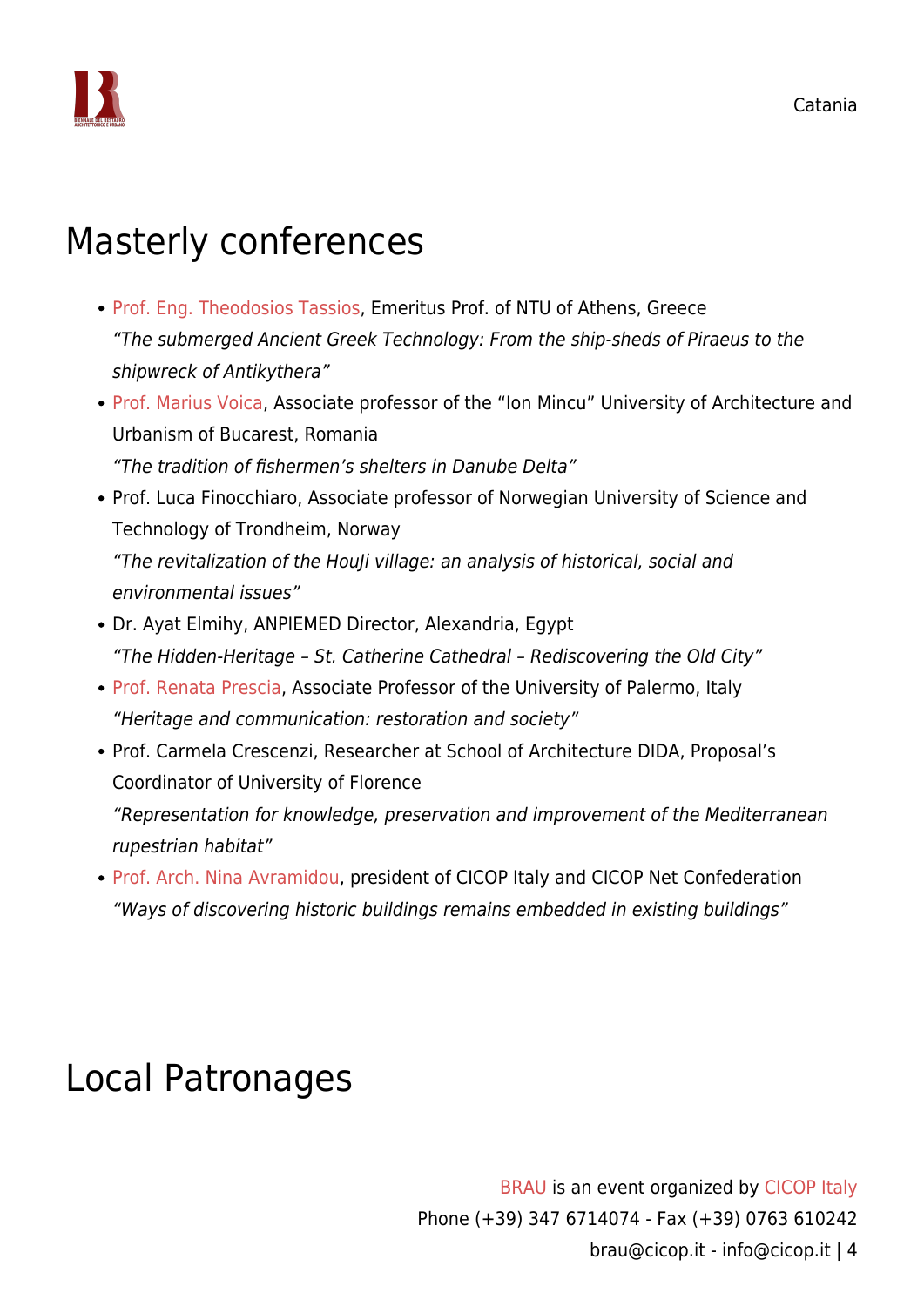# Masterly conferences

- Prof. Eng. Theodosios Tassios, Emeritus Prof. of NTU of Athens, Greece
  *"The submerged Ancient Greek Technology: From the ship-sheds of Piraeus to the shipwreck of Antikythera"*
- Prof. Marius Voica, Associate professor of the "Ion Mincu" University of Architecture and Urbanism of Bucarest, Romania
  *"The tradition of fishermen's shelters in Danube Delta"*
- Prof. Luca Finocchiaro, Associate professor of Norwegian University of Science and Technology of Trondheim, Norway
  *"The revitalization of the HouJi village: an analysis of historical, social and environmental issues"*
- Dr. Ayat Elmihy, ANPIEMED Director, Alexandria, Egypt
  *"The Hidden-Heritage – St. Catherine Cathedral – Rediscovering the Old City"*
- Prof. Renata Prescia, Associate Professor of the University of Palermo, Italy
  *"Heritage and communication: restoration and society"*
- Prof. Carmela Crescenzi, Researcher at School of Architecture DIDA, Proposal's Coordinator of University of Florence
  *"Representation for knowledge, preservation and improvement of the Mediterranean rupestrian habitat"*
- Prof. Arch. Nina Avramidou, president of CICOP Italy and CICOP Net Confederation
  *"Ways of discovering historic buildings remains embedded in existing buildings"*

# Local Patronages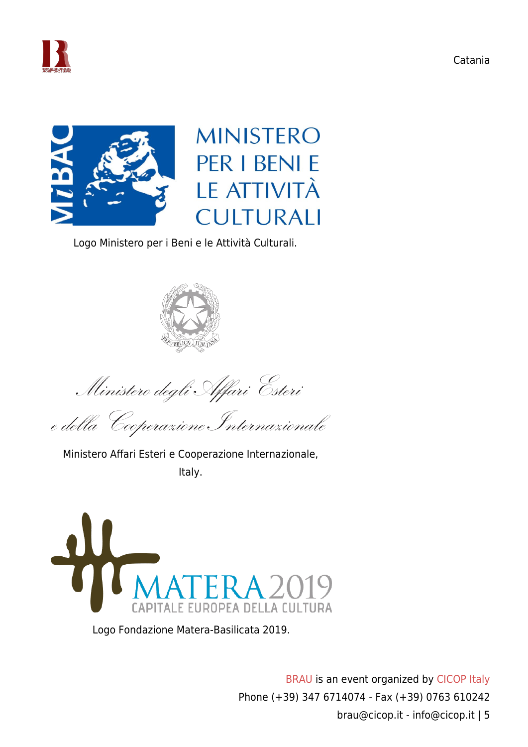MINISTERO PER I BENI E LE ATTIVITÀ CULTURALI

Logo Ministero per i Beni e le Attività Culturali.

*Ministero degli Affari Esteri e della Cooperazione Internazionale*

Ministero Affari Esteri e Cooperazione Internazionale, Italy.

MATERA 2019 CAPITALE EUROPEA DELLA CULTURA

Logo Fondazione Matera-Basilicata 2019.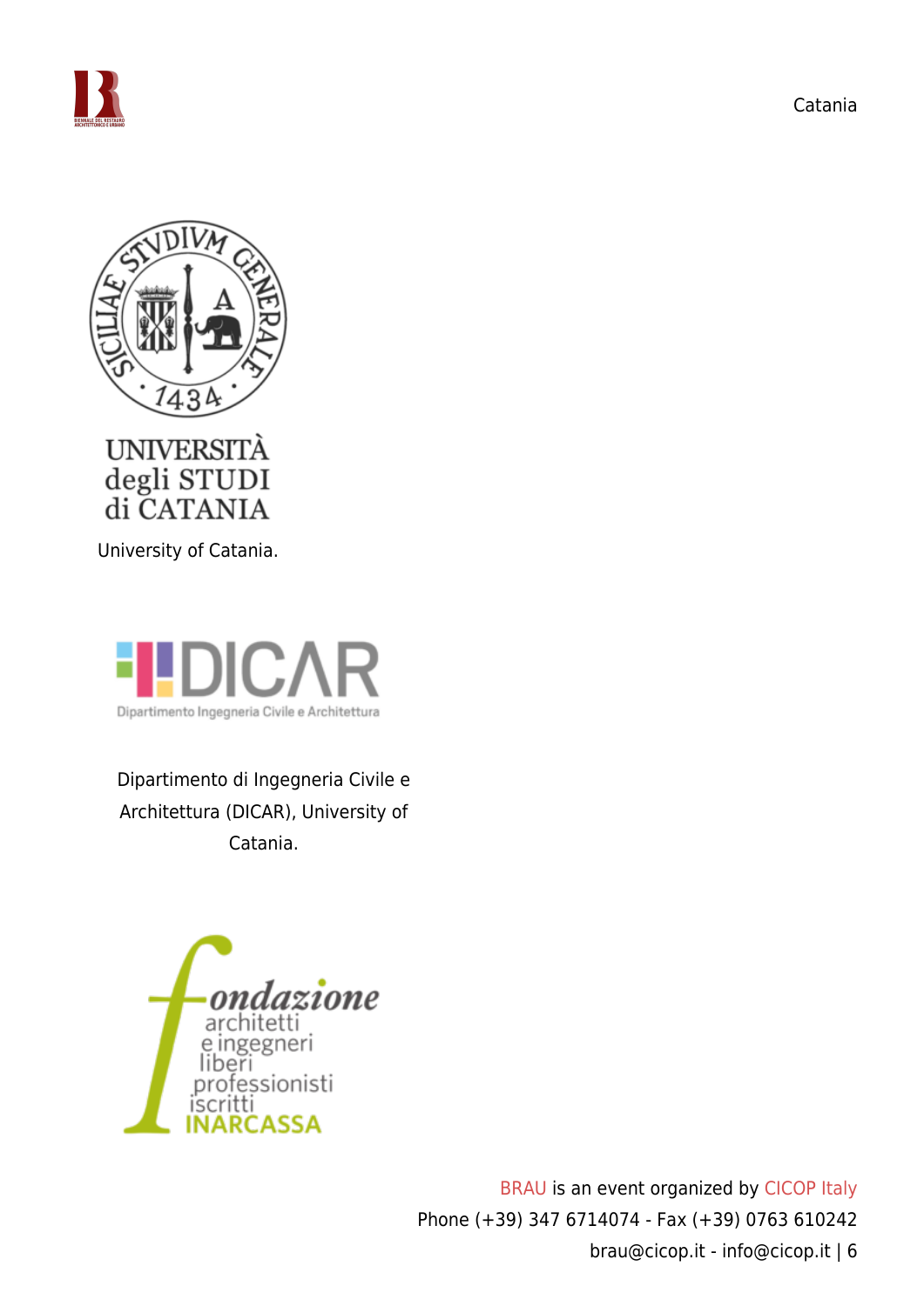University of Catania.

Dipartimento di Ingegneria Civile e Architettura (DICAR), University of Catania.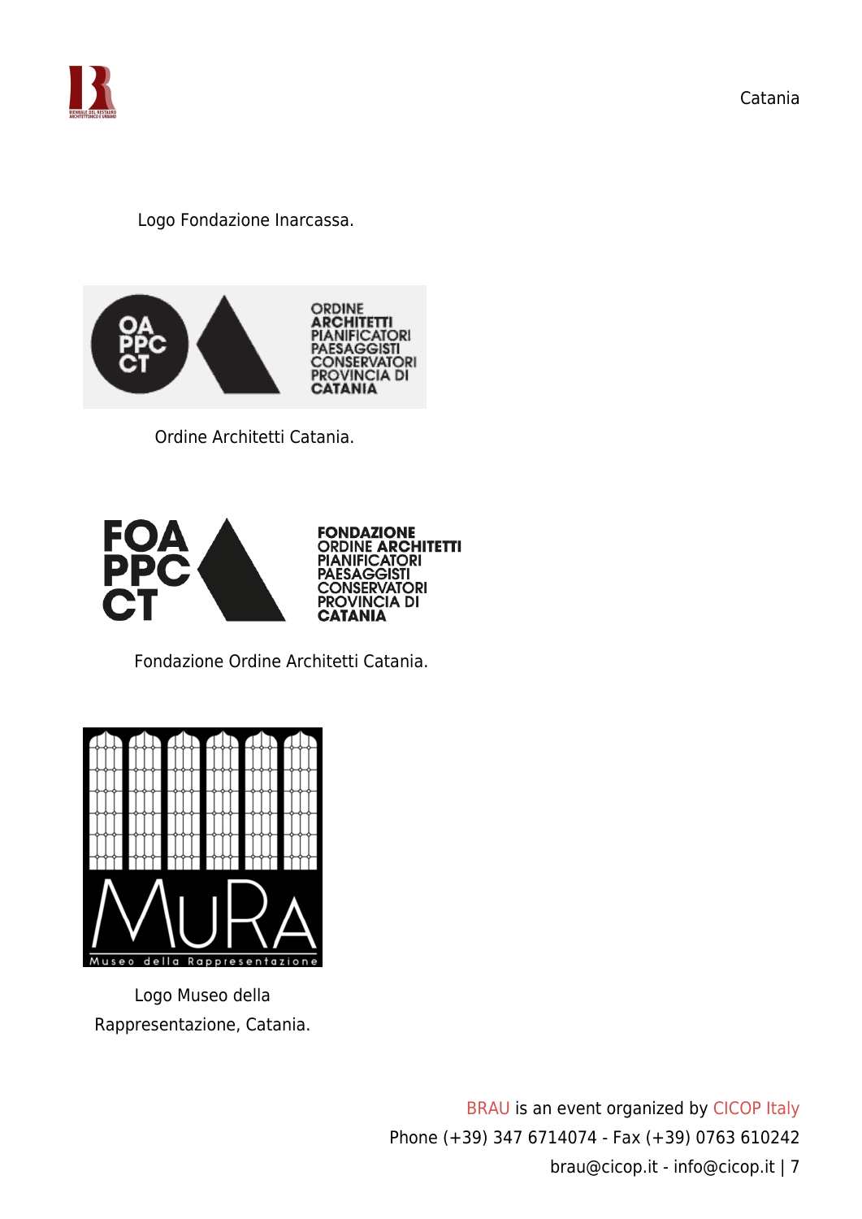Logo Fondazione Inarcassa.

Ordine Architetti Catania.

Fondazione Ordine Architetti Catania.

Logo Museo della Rappresentazione, Catania.